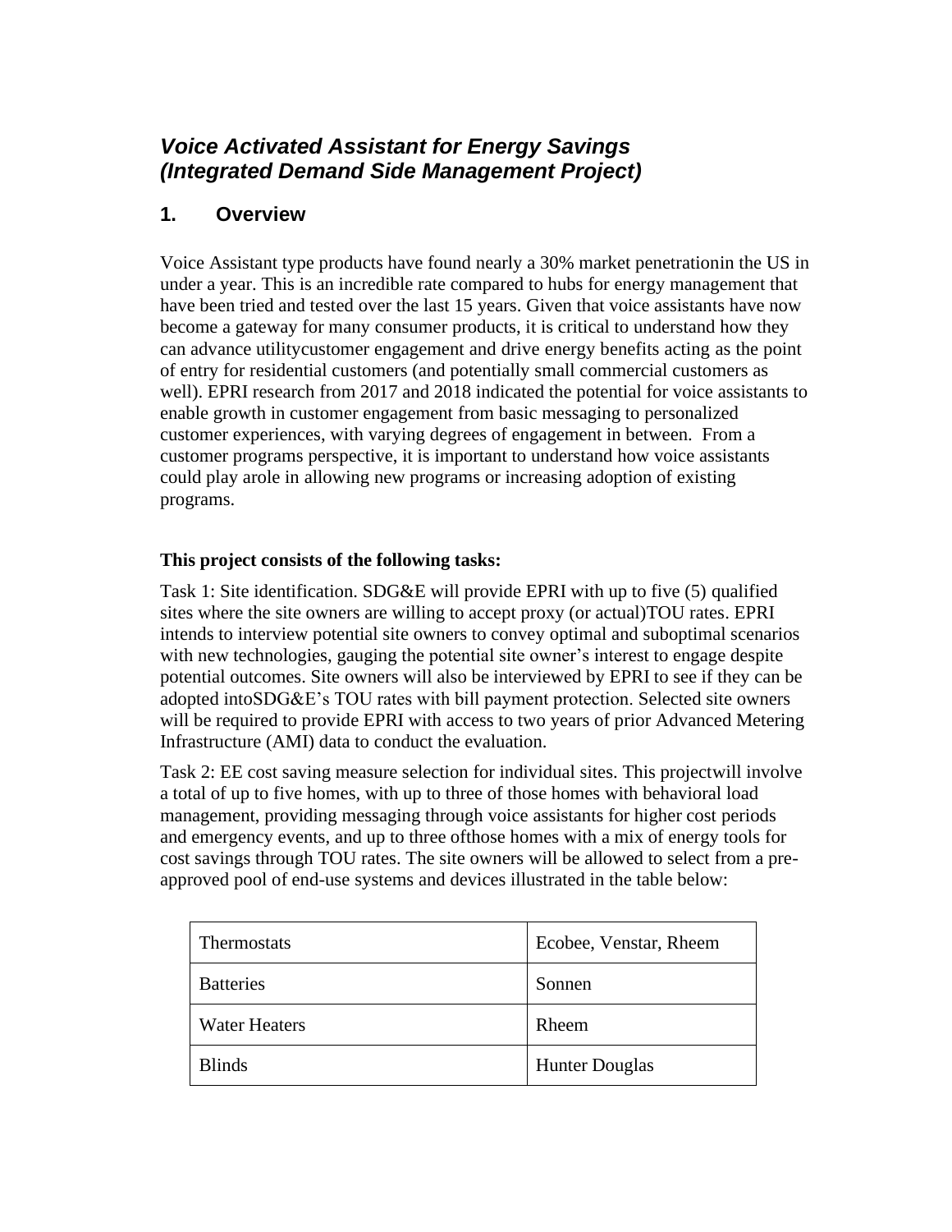# *Voice Activated Assistant for Energy Savings (Integrated Demand Side Management Project)*

## 1. Overview

Voice Assistant type products have found nearly a 30% market penetrationin the US in under a year. This is an incredible rate compared to hubs for energy management that have been tried and tested over the last 15 years. Given that voice assistants have now become a gateway for many consumer products, it is critical to understand how they can advance utilitycustomer engagement and drive energy benefits acting as the point of entry for residential customers (and potentially small commercial customers as well). EPRI research from 2017 and 2018 indicated the potential for voice assistants to enable growth in customer engagement from basic messaging to personalized customer experiences, with varying degrees of engagement in between. From a customer programs perspective, it is important to understand how voice assistants could play arole in allowing new programs or increasing adoption of existing programs.

**This project consists of the following tasks:**

Task 1: Site identification. SDG&E will provide EPRI with up to five (5) qualified sites where the site owners are willing to accept proxy (or actual)TOU rates. EPRI intends to interview potential site owners to convey optimal and suboptimal scenarios with new technologies, gauging the potential site owner's interest to engage despite potential outcomes. Site owners will also be interviewed by EPRI to see if they can be adopted intoSDG&E's TOU rates with bill payment protection. Selected site owners will be required to provide EPRI with access to two years of prior Advanced Metering Infrastructure (AMI) data to conduct the evaluation.

Task 2: EE cost saving measure selection for individual sites. This projectwill involve a total of up to five homes, with up to three of those homes with behavioral load management, providing messaging through voice assistants for higher cost periods and emergency events, and up to three ofthose homes with a mix of energy tools for cost savings through TOU rates. The site owners will be allowed to select from a pre-approved pool of end-use systems and devices illustrated in the table below:

| | |
|---|---|
| Thermostats | Ecobee, Venstar, Rheem |
| Batteries | Sonnen |
| Water Heaters | Rheem |
| Blinds | Hunter Douglas |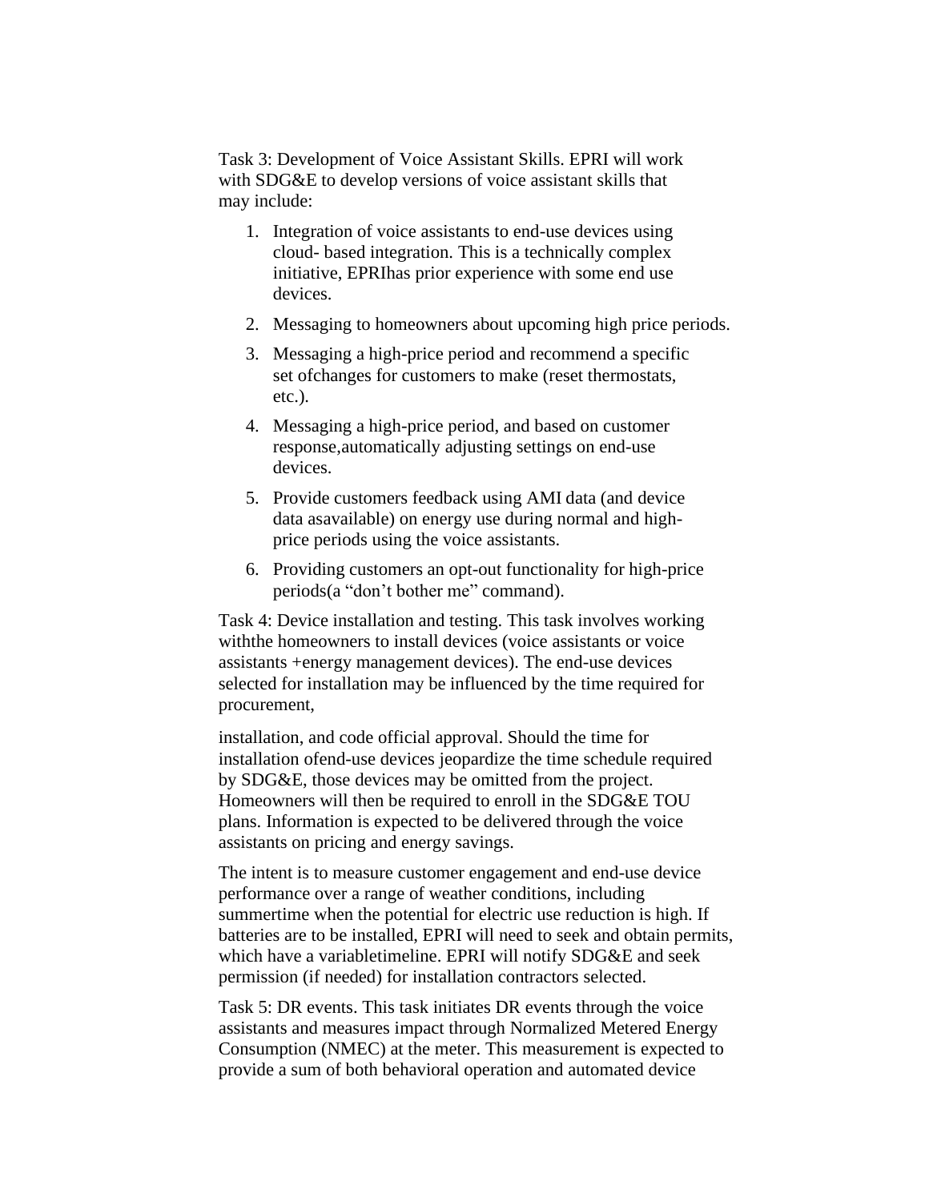Task 3: Development of Voice Assistant Skills. EPRI will work with SDG&E to develop versions of voice assistant skills that may include:

1. Integration of voice assistants to end-use devices using cloud- based integration. This is a technically complex initiative, EPRIhas prior experience with some end use devices.
2. Messaging to homeowners about upcoming high price periods.
3. Messaging a high-price period and recommend a specific set ofchanges for customers to make (reset thermostats, etc.).
4. Messaging a high-price period, and based on customer response,automatically adjusting settings on end-use devices.
5. Provide customers feedback using AMI data (and device data asavailable) on energy use during normal and high-price periods using the voice assistants.
6. Providing customers an opt-out functionality for high-price periods(a "don't bother me" command).

Task 4: Device installation and testing. This task involves working withthe homeowners to install devices (voice assistants or voice assistants +energy management devices). The end-use devices selected for installation may be influenced by the time required for procurement,

installation, and code official approval. Should the time for installation ofend-use devices jeopardize the time schedule required by SDG&E, those devices may be omitted from the project. Homeowners will then be required to enroll in the SDG&E TOU plans. Information is expected to be delivered through the voice assistants on pricing and energy savings.

The intent is to measure customer engagement and end-use device performance over a range of weather conditions, including summertime when the potential for electric use reduction is high. If batteries are to be installed, EPRI will need to seek and obtain permits, which have a variabletimeline. EPRI will notify SDG&E and seek permission (if needed) for installation contractors selected.

Task 5: DR events. This task initiates DR events through the voice assistants and measures impact through Normalized Metered Energy Consumption (NMEC) at the meter. This measurement is expected to provide a sum of both behavioral operation and automated device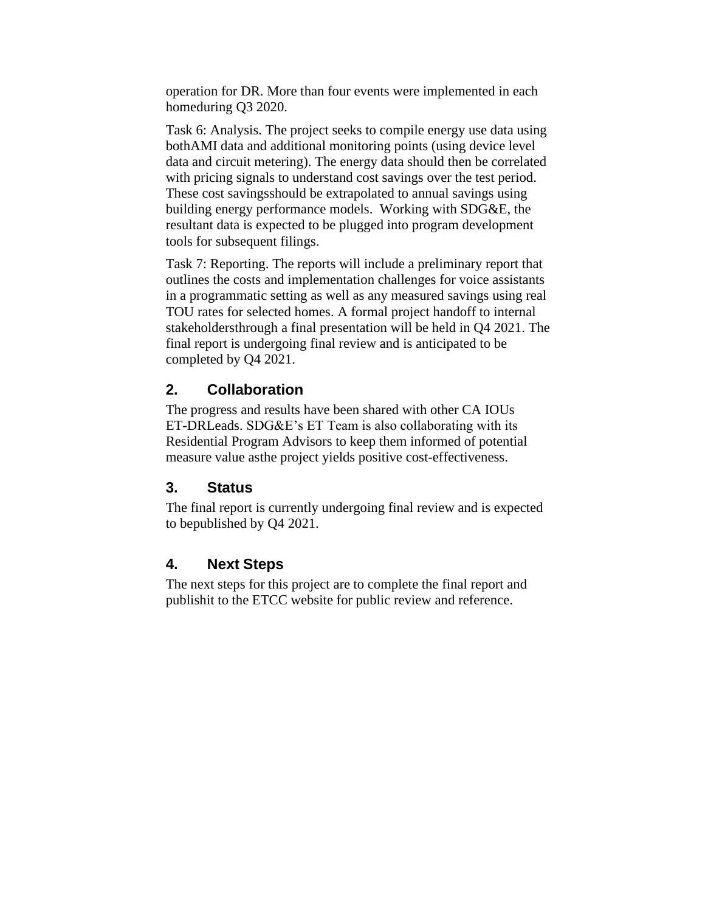operation for DR. More than four events were implemented in each homeduring Q3 2020.

Task 6: Analysis. The project seeks to compile energy use data using bothAMI data and additional monitoring points (using device level data and circuit metering). The energy data should then be correlated with pricing signals to understand cost savings over the test period. These cost savingsshould be extrapolated to annual savings using building energy performance models. Working with SDG&E, the resultant data is expected to be plugged into program development tools for subsequent filings.

Task 7: Reporting. The reports will include a preliminary report that outlines the costs and implementation challenges for voice assistants in a programmatic setting as well as any measured savings using real TOU rates for selected homes. A formal project handoff to internal stakeholdersthrough a final presentation will be held in Q4 2021. The final report is undergoing final review and is anticipated to be completed by Q4 2021.

## 2. Collaboration

The progress and results have been shared with other CA IOUs ET-DRLeads. SDG&E's ET Team is also collaborating with its Residential Program Advisors to keep them informed of potential measure value asthe project yields positive cost-effectiveness.

## 3. Status

The final report is currently undergoing final review and is expected to bepublished by Q4 2021.

## 4. Next Steps

The next steps for this project are to complete the final report and publishit to the ETCC website for public review and reference.